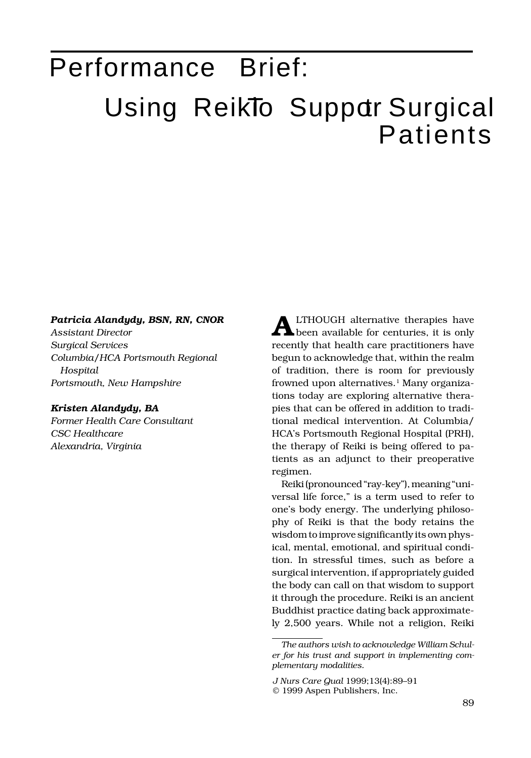# Performance Brief: Using Reiki To Support Surgical Patients

***Patricia Alandydy, BSN, RN, CNOR***
*Assistant Director*
*Surgical Services*
*Columbia/HCA Portsmouth Regional Hospital*
*Portsmouth, New Hampshire*

***Kristen Alandydy, BA***
*Former Health Care Consultant*
*CSC Healthcare*
*Alexandria, Virginia*

ALTHOUGH alternative therapies have been available for centuries, it is only recently that health care practitioners have begun to acknowledge that, within the realm of tradition, there is room for previously frowned upon alternatives.[1] Many organizations today are exploring alternative therapies that can be offered in addition to traditional medical intervention. At Columbia/HCA's Portsmouth Regional Hospital (PRH), the therapy of Reiki is being offered to patients as an adjunct to their preoperative regimen.

Reiki (pronounced "ray-key"), meaning "universal life force," is a term used to refer to one's body energy. The underlying philosophy of Reiki is that the body retains the wisdom to improve significantly its own physical, mental, emotional, and spiritual condition. In stressful times, such as before a surgical intervention, if appropriately guided the body can call on that wisdom to support it through the procedure. Reiki is an ancient Buddhist practice dating back approximately 2,500 years. While not a religion, Reiki

---

*The authors wish to acknowledge William Schuler for his trust and support in implementing complementary modalities.*

*J Nurs Care Qual* 1999;13(4):89–91
© 1999 Aspen Publishers, Inc.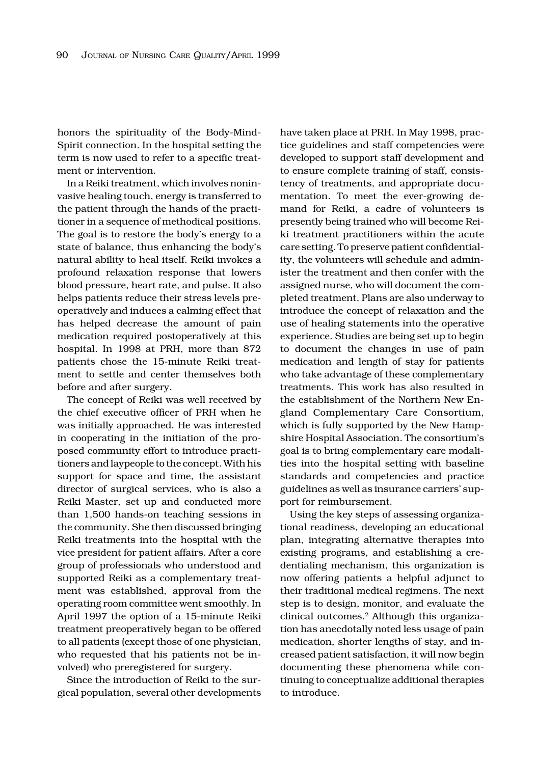honors the spirituality of the Body-Mind-Spirit connection. In the hospital setting the term is now used to refer to a specific treatment or intervention.

In a Reiki treatment, which involves noninvasive healing touch, energy is transferred to the patient through the hands of the practitioner in a sequence of methodical positions. The goal is to restore the body's energy to a state of balance, thus enhancing the body's natural ability to heal itself. Reiki invokes a profound relaxation response that lowers blood pressure, heart rate, and pulse. It also helps patients reduce their stress levels preoperatively and induces a calming effect that has helped decrease the amount of pain medication required postoperatively at this hospital. In 1998 at PRH, more than 872 patients chose the 15-minute Reiki treatment to settle and center themselves both before and after surgery.

The concept of Reiki was well received by the chief executive officer of PRH when he was initially approached. He was interested in cooperating in the initiation of the proposed community effort to introduce practitioners and laypeople to the concept. With his support for space and time, the assistant director of surgical services, who is also a Reiki Master, set up and conducted more than 1,500 hands-on teaching sessions in the community. She then discussed bringing Reiki treatments into the hospital with the vice president for patient affairs. After a core group of professionals who understood and supported Reiki as a complementary treatment was established, approval from the operating room committee went smoothly. In April 1997 the option of a 15-minute Reiki treatment preoperatively began to be offered to all patients (except those of one physician, who requested that his patients not be involved) who preregistered for surgery.

Since the introduction of Reiki to the surgical population, several other developments have taken place at PRH. In May 1998, practice guidelines and staff competencies were developed to support staff development and to ensure complete training of staff, consistency of treatments, and appropriate documentation. To meet the ever-growing demand for Reiki, a cadre of volunteers is presently being trained who will become Reiki treatment practitioners within the acute care setting. To preserve patient confidentiality, the volunteers will schedule and administer the treatment and then confer with the assigned nurse, who will document the completed treatment. Plans are also underway to introduce the concept of relaxation and the use of healing statements into the operative experience. Studies are being set up to begin to document the changes in use of pain medication and length of stay for patients who take advantage of these complementary treatments. This work has also resulted in the establishment of the Northern New England Complementary Care Consortium, which is fully supported by the New Hampshire Hospital Association. The consortium's goal is to bring complementary care modalities into the hospital setting with baseline standards and competencies and practice guidelines as well as insurance carriers' support for reimbursement.

Using the key steps of assessing organizational readiness, developing an educational plan, integrating alternative therapies into existing programs, and establishing a credentialing mechanism, this organization is now offering patients a helpful adjunct to their traditional medical regimens. The next step is to design, monitor, and evaluate the clinical outcomes.[2] Although this organization has anecdotally noted less usage of pain medication, shorter lengths of stay, and increased patient satisfaction, it will now begin documenting these phenomena while continuing to conceptualize additional therapies to introduce.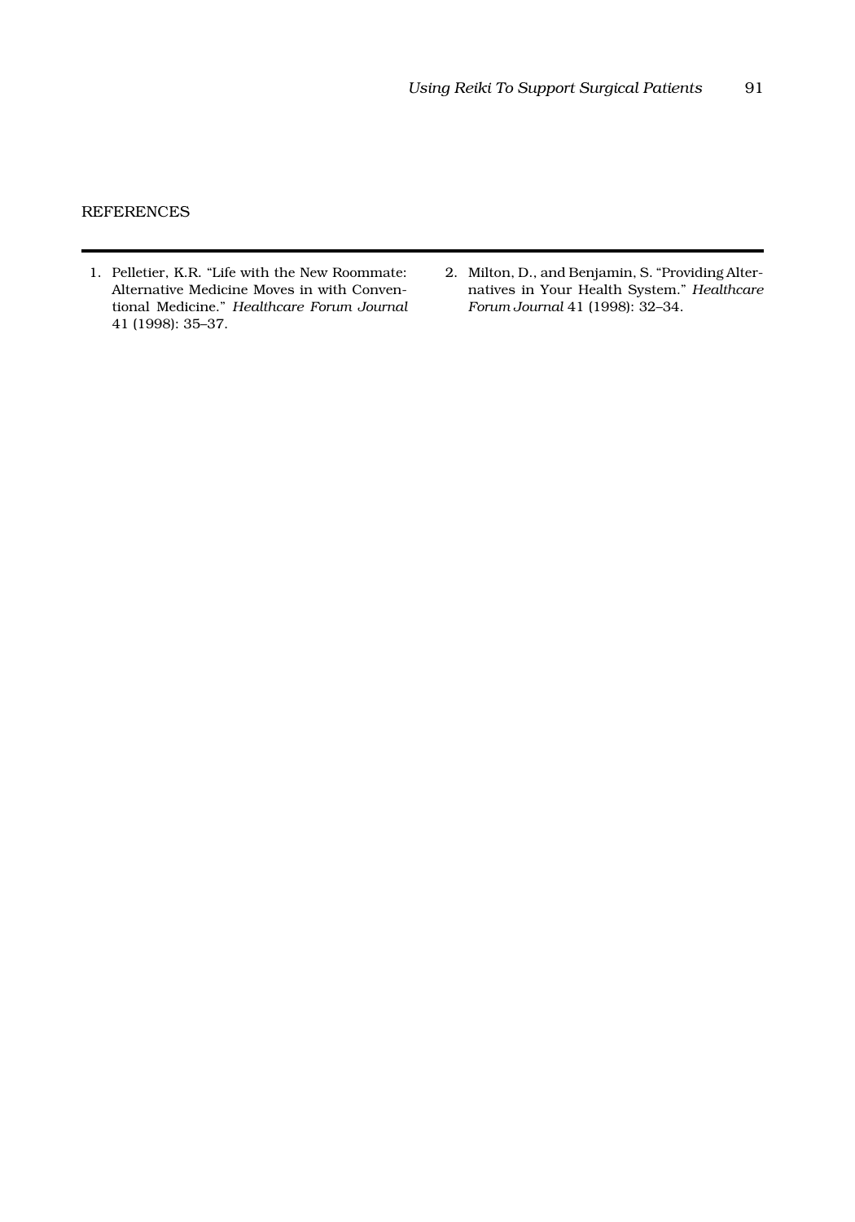## REFERENCES

1. Pelletier, K.R. "Life with the New Roommate: Alternative Medicine Moves in with Conventional Medicine." *Healthcare Forum Journal* 41 (1998): 35–37.
2. Milton, D., and Benjamin, S. "Providing Alternatives in Your Health System." *Healthcare Forum Journal* 41 (1998): 32–34.